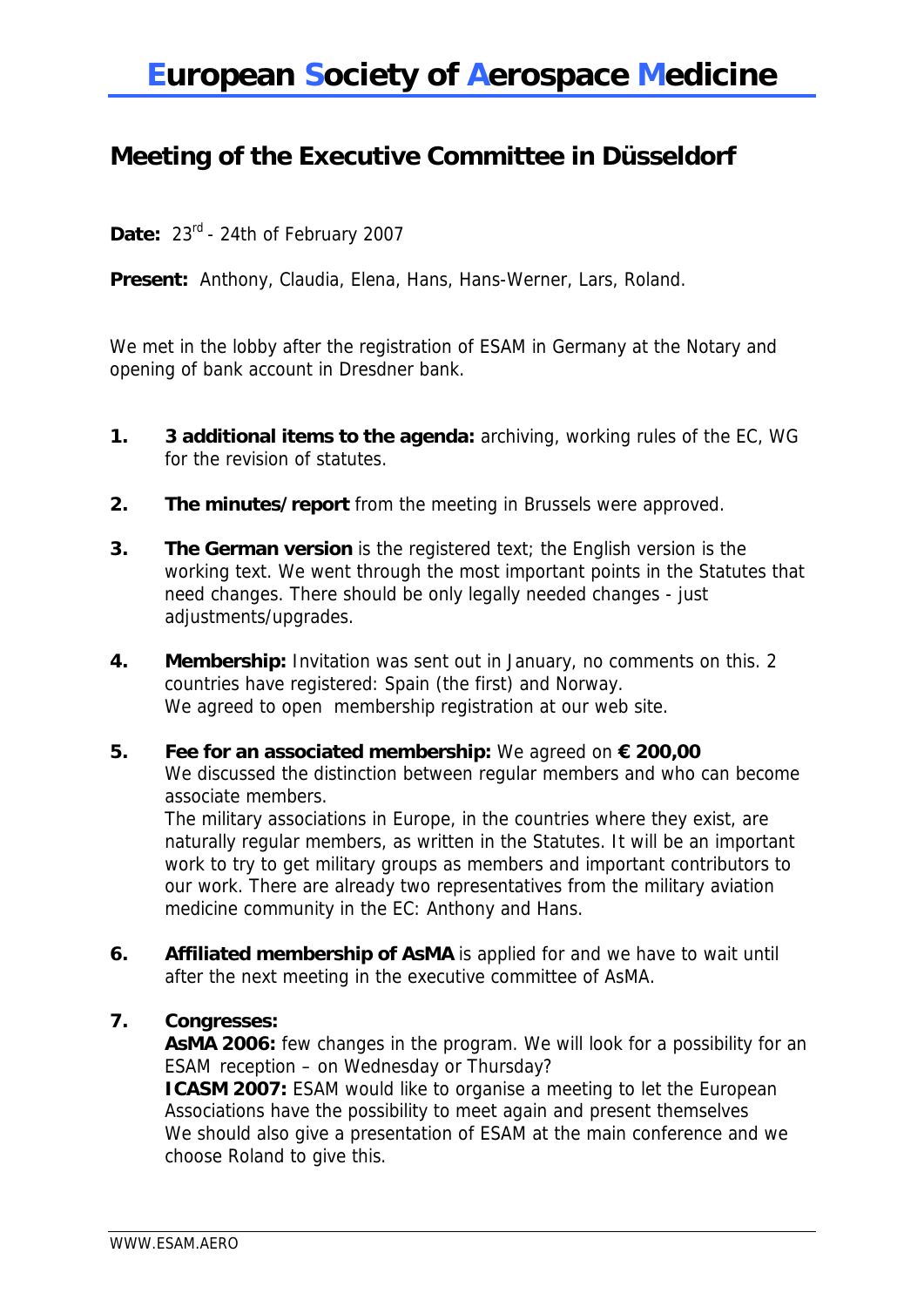# European Society of Aerospace Medicine

## Meeting of the Executive Committee in Düsseldorf

**Date:** 23rd - 24th of February 2007

**Present:** Anthony, Claudia, Elena, Hans, Hans-Werner, Lars, Roland.

We met in the lobby after the registration of ESAM in Germany at the Notary and opening of bank account in Dresdner bank.

1. **3 additional items to the agenda:** archiving, working rules of the EC, WG for the revision of statutes.

2. **The minutes/report** from the meeting in Brussels were approved.

3. **The German version** is the registered text; the English version is the working text. We went through the most important points in the Statutes that need changes. There should be only legally needed changes - just adjustments/upgrades.

4. **Membership:** Invitation was sent out in January, no comments on this. 2 countries have registered: Spain (the first) and Norway.
   We agreed to open membership registration at our web site.

5. **Fee for an associated membership:** We agreed on **€ 200,00**
   We discussed the distinction between regular members and who can become associate members.
   The military associations in Europe, in the countries where they exist, are naturally regular members, as written in the Statutes. It will be an important work to try to get military groups as members and important contributors to our work. There are already two representatives from the military aviation medicine community in the EC: Anthony and Hans.

6. **Affiliated membership of AsMA** is applied for and we have to wait until after the next meeting in the executive committee of AsMA.

7. **Congresses:**
   **AsMA 2006:** few changes in the program. We will look for a possibility for an ESAM reception – on Wednesday or Thursday?
   **ICASM 2007:** ESAM would like to organise a meeting to let the European Associations have the possibility to meet again and present themselves
   We should also give a presentation of ESAM at the main conference and we choose Roland to give this.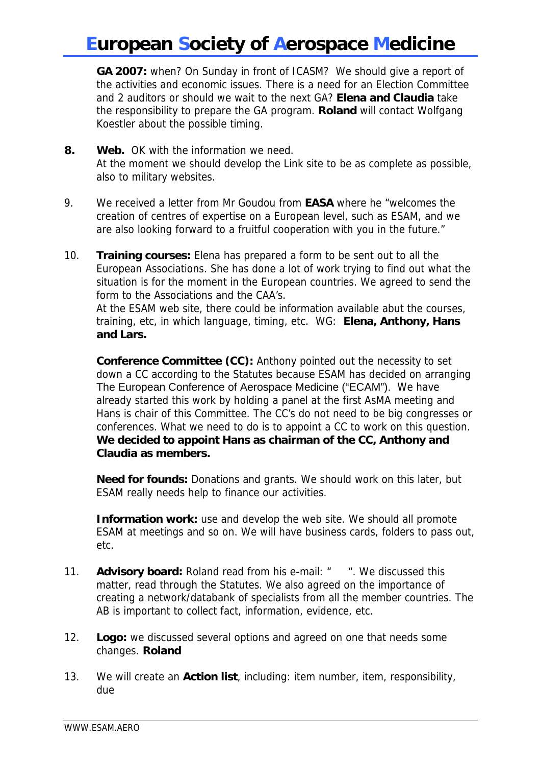**GA 2007:** when? On Sunday in front of ICASM? We should give a report of the activities and economic issues. There is a need for an Election Committee and 2 auditors or should we wait to the next GA? **Elena and Claudia** take the responsibility to prepare the GA program. **Roland** will contact Wolfgang Koestler about the possible timing.

8. **Web.** OK with the information we need.
   At the moment we should develop the Link site to be as complete as possible, also to military websites.

9. We received a letter from Mr Goudou from **EASA** where he "welcomes the creation of centres of expertise on a European level, such as ESAM, and we are also looking forward to a fruitful cooperation with you in the future."

10. **Training courses:** Elena has prepared a form to be sent out to all the European Associations. She has done a lot of work trying to find out what the situation is for the moment in the European countries. We agreed to send the form to the Associations and the CAA's.
    At the ESAM web site, there could be information available abut the courses, training, etc, in which language, timing, etc. WG: **Elena, Anthony, Hans and Lars.**

    **Conference Committee (CC):** Anthony pointed out the necessity to set down a CC according to the Statutes because ESAM has decided on arranging The European Conference of Aerospace Medicine ("ECAM"). We have already started this work by holding a panel at the first AsMA meeting and Hans is chair of this Committee. The CC's do not need to be big congresses or conferences. What we need to do is to appoint a CC to work on this question. **We decided to appoint Hans as chairman of the CC, Anthony and Claudia as members.**

    **Need for founds:** Donations and grants. We should work on this later, but ESAM really needs help to finance our activities.

    **Information work:** use and develop the web site. We should all promote ESAM at meetings and so on. We will have business cards, folders to pass out, etc.

11. **Advisory board:** Roland read from his e-mail: " ". We discussed this matter, read through the Statutes. We also agreed on the importance of creating a network/databank of specialists from all the member countries. The AB is important to collect fact, information, evidence, etc.

12. **Logo:** we discussed several options and agreed on one that needs some changes. **Roland**

13. We will create an **Action list**, including: item number, item, responsibility, due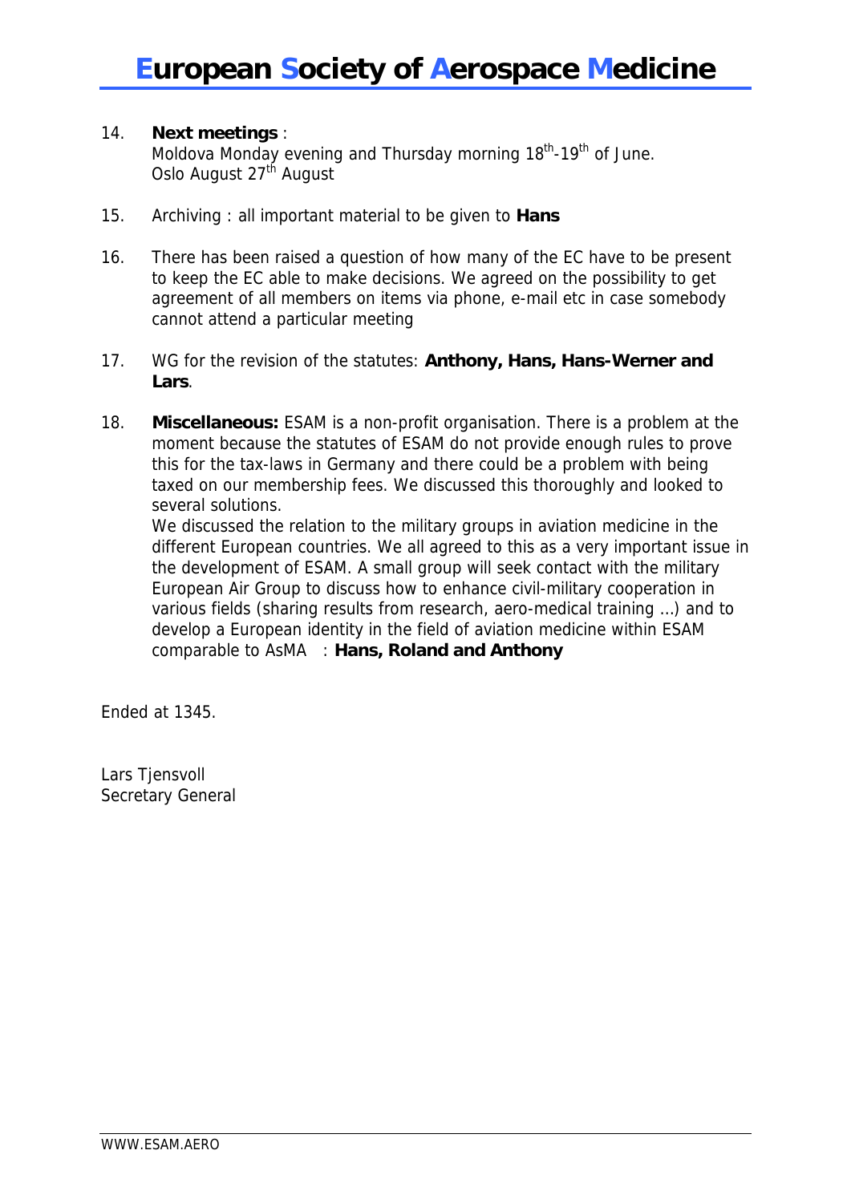14. **Next meetings** :
    Moldova Monday evening and Thursday morning 18th-19th of June.
    Oslo August 27th August

15. Archiving : all important material to be given to **Hans**

16. There has been raised a question of how many of the EC have to be present to keep the EC able to make decisions. We agreed on the possibility to get agreement of all members on items via phone, e-mail etc in case somebody cannot attend a particular meeting

17. WG for the revision of the statutes: **Anthony, Hans, Hans-Werner and Lars**.

18. **Miscellaneous:** ESAM is a non-profit organisation. There is a problem at the moment because the statutes of ESAM do not provide enough rules to prove this for the tax-laws in Germany and there could be a problem with being taxed on our membership fees. We discussed this thoroughly and looked to several solutions.
    We discussed the relation to the military groups in aviation medicine in the different European countries. We all agreed to this as a very important issue in the development of ESAM. A small group will seek contact with the military European Air Group to discuss how to enhance civil-military cooperation in various fields (sharing results from research, aero-medical training ...) and to develop a European identity in the field of aviation medicine within ESAM comparable to AsMA : **Hans, Roland and Anthony**

Ended at 1345.

Lars Tjensvoll
Secretary General